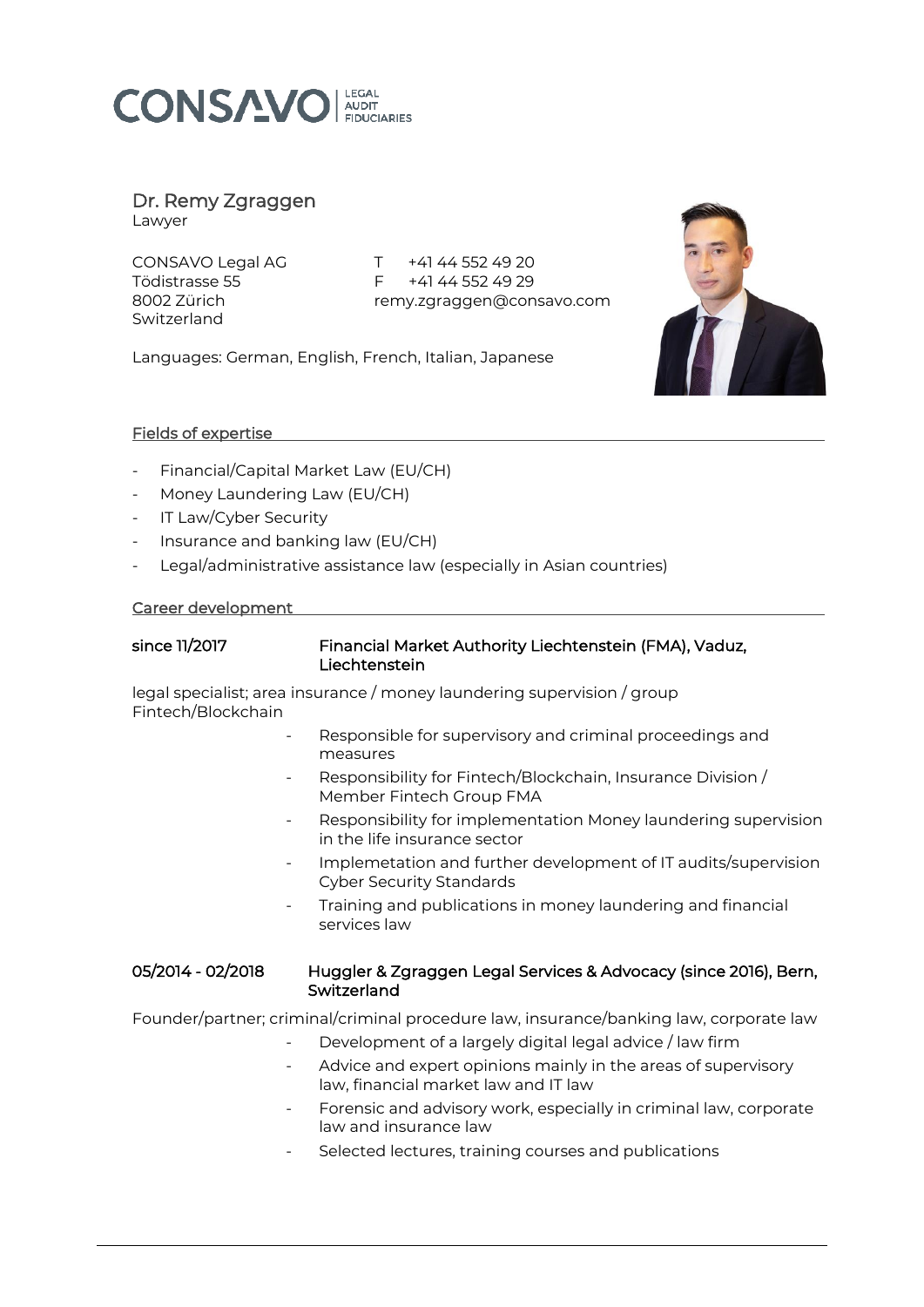CONSAVO | LEGAL AUDIT FIDUCIARIES

## Dr. Remy Zgraggen
Lawyer

CONSAVO Legal AG
Tödistrasse 55
8002 Zürich
Switzerland

T +41 44 552 49 20
F +41 44 552 49 29
remy.zgraggen@consavo.com

Languages: German, English, French, Italian, Japanese

### Fields of expertise

- Financial/Capital Market Law (EU/CH)
- Money Laundering Law (EU/CH)
- IT Law/Cyber Security
- Insurance and banking law (EU/CH)
- Legal/administrative assistance law (especially in Asian countries)

### Career development

**since 11/2017** — **Financial Market Authority Liechtenstein (FMA), Vaduz, Liechtenstein**

legal specialist; area insurance / money laundering supervision / group Fintech/Blockchain

- Responsible for supervisory and criminal proceedings and measures
- Responsibility for Fintech/Blockchain, Insurance Division / Member Fintech Group FMA
- Responsibility for implementation Money laundering supervision in the life insurance sector
- Implemetation and further development of IT audits/supervision Cyber Security Standards
- Training and publications in money laundering and financial services law

**05/2014 - 02/2018** — **Huggler & Zgraggen Legal Services & Advocacy (since 2016), Bern, Switzerland**

Founder/partner; criminal/criminal procedure law, insurance/banking law, corporate law

- Development of a largely digital legal advice / law firm
- Advice and expert opinions mainly in the areas of supervisory law, financial market law and IT law
- Forensic and advisory work, especially in criminal law, corporate law and insurance law
- Selected lectures, training courses and publications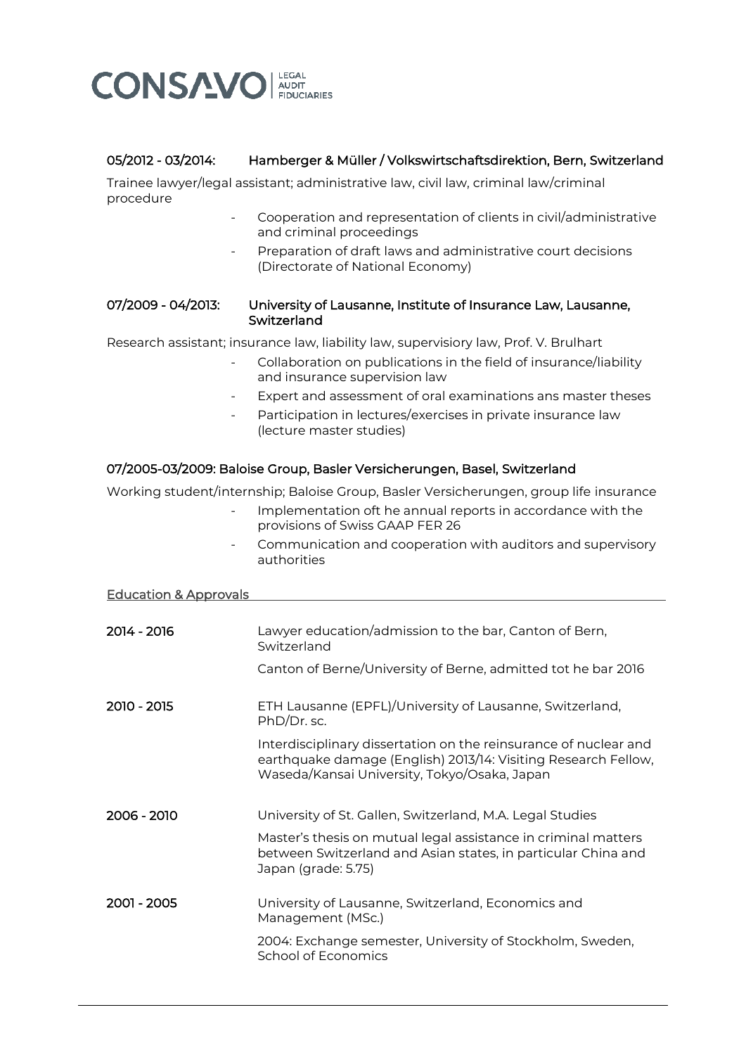### 05/2012 - 03/2014: Hamberger & Müller / Volkswirtschaftsdirektion, Bern, Switzerland

Trainee lawyer/legal assistant; administrative law, civil law, criminal law/criminal procedure

- Cooperation and representation of clients in civil/administrative and criminal proceedings
- Preparation of draft laws and administrative court decisions (Directorate of National Economy)

### 07/2009 - 04/2013: University of Lausanne, Institute of Insurance Law, Lausanne, Switzerland

Research assistant; insurance law, liability law, supervisiory law, Prof. V. Brulhart

- Collaboration on publications in the field of insurance/liability and insurance supervision law
- Expert and assessment of oral examinations ans master theses
- Participation in lectures/exercises in private insurance law (lecture master studies)

### 07/2005-03/2009: Baloise Group, Basler Versicherungen, Basel, Switzerland

Working student/internship; Baloise Group, Basler Versicherungen, group life insurance

- Implementation oft he annual reports in accordance with the provisions of Swiss GAAP FER 26
- Communication and cooperation with auditors and supervisory authorities

## Education & Approvals

**2014 - 2016**
Lawyer education/admission to the bar, Canton of Bern, Switzerland

Canton of Berne/University of Berne, admitted tot he bar 2016

**2010 - 2015**
ETH Lausanne (EPFL)/University of Lausanne, Switzerland, PhD/Dr. sc.

Interdisciplinary dissertation on the reinsurance of nuclear and earthquake damage (English) 2013/14: Visiting Research Fellow, Waseda/Kansai University, Tokyo/Osaka, Japan

**2006 - 2010**
University of St. Gallen, Switzerland, M.A. Legal Studies

Master's thesis on mutual legal assistance in criminal matters between Switzerland and Asian states, in particular China and Japan (grade: 5.75)

**2001 - 2005**
University of Lausanne, Switzerland, Economics and Management (MSc.)

2004: Exchange semester, University of Stockholm, Sweden, School of Economics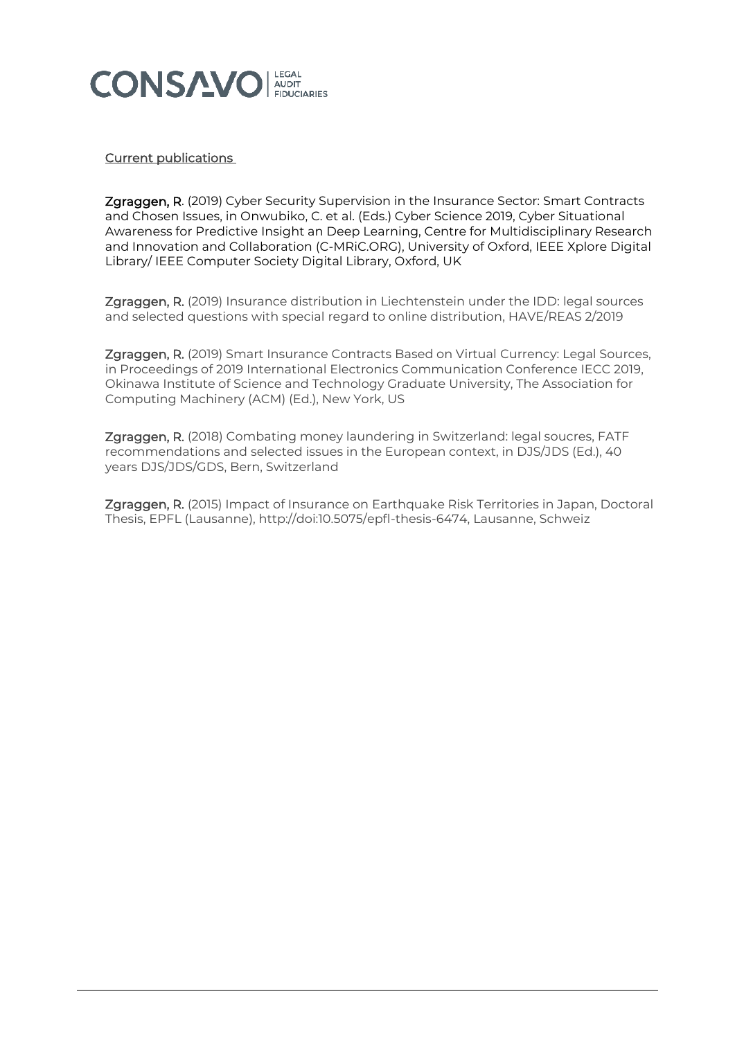Current publications

**Zgraggen, R**. (2019) Cyber Security Supervision in the Insurance Sector: Smart Contracts and Chosen Issues, in Onwubiko, C. et al. (Eds.) Cyber Science 2019, Cyber Situational Awareness for Predictive Insight an Deep Learning, Centre for Multidisciplinary Research and Innovation and Collaboration (C-MRiC.ORG), University of Oxford, IEEE Xplore Digital Library/ IEEE Computer Society Digital Library, Oxford, UK

**Zgraggen, R.** (2019) Insurance distribution in Liechtenstein under the IDD: legal sources and selected questions with special regard to online distribution, HAVE/REAS 2/2019

**Zgraggen, R.** (2019) Smart Insurance Contracts Based on Virtual Currency: Legal Sources, in Proceedings of 2019 International Electronics Communication Conference IECC 2019, Okinawa Institute of Science and Technology Graduate University, The Association for Computing Machinery (ACM) (Ed.), New York, US

**Zgraggen, R.** (2018) Combating money laundering in Switzerland: legal soucres, FATF recommendations and selected issues in the European context, in DJS/JDS (Ed.), 40 years DJS/JDS/GDS, Bern, Switzerland

**Zgraggen, R.** (2015) Impact of Insurance on Earthquake Risk Territories in Japan, Doctoral Thesis, EPFL (Lausanne), http://doi:10.5075/epfl-thesis-6474, Lausanne, Schweiz